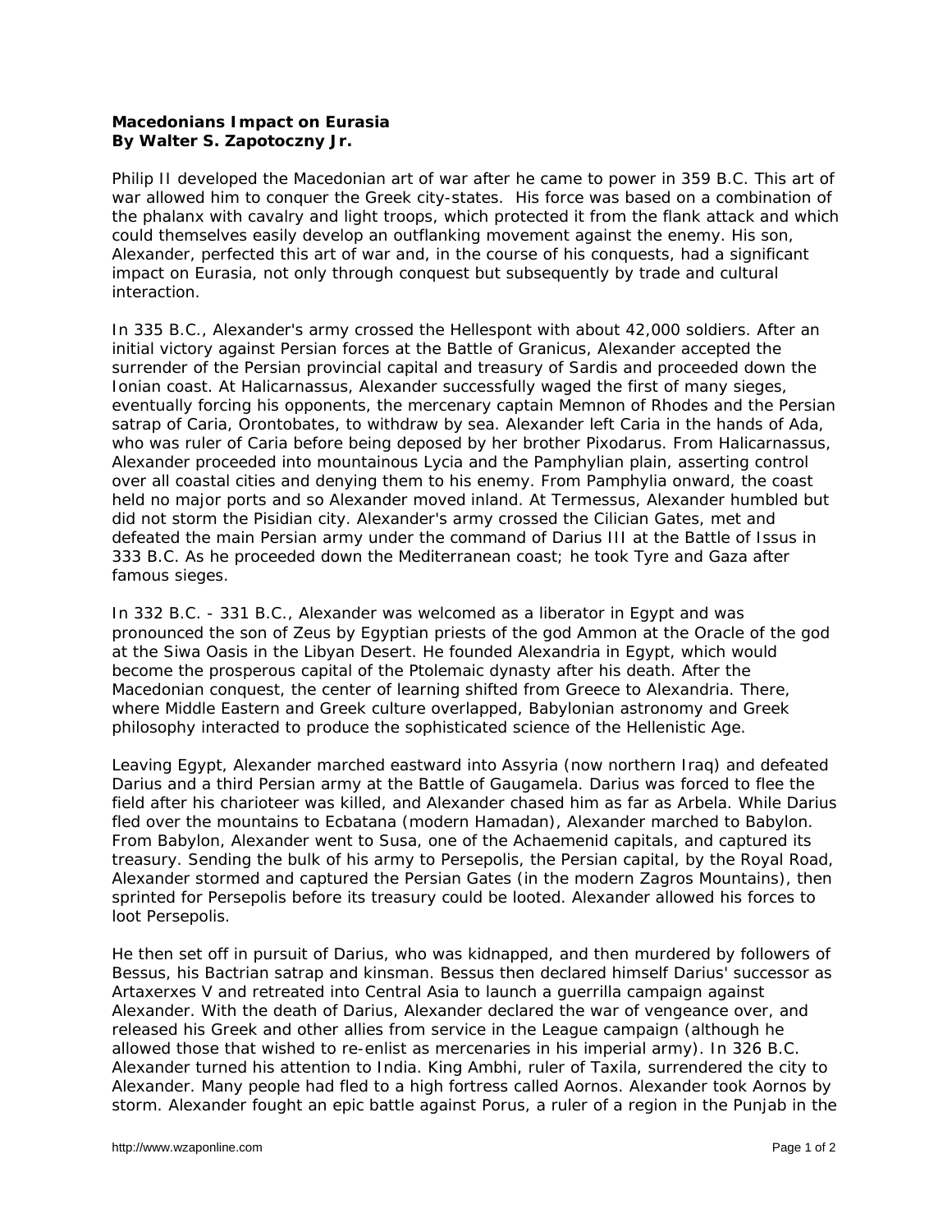**Macedonians Impact on Eurasia**
**By Walter S. Zapotoczny Jr.**

Philip II developed the Macedonian art of war after he came to power in 359 B.C. This art of war allowed him to conquer the Greek city-states. His force was based on a combination of the phalanx with cavalry and light troops, which protected it from the flank attack and which could themselves easily develop an outflanking movement against the enemy. His son, Alexander, perfected this art of war and, in the course of his conquests, had a significant impact on Eurasia, not only through conquest but subsequently by trade and cultural interaction.

In 335 B.C., Alexander's army crossed the Hellespont with about 42,000 soldiers. After an initial victory against Persian forces at the Battle of Granicus, Alexander accepted the surrender of the Persian provincial capital and treasury of Sardis and proceeded down the Ionian coast. At Halicarnassus, Alexander successfully waged the first of many sieges, eventually forcing his opponents, the mercenary captain Memnon of Rhodes and the Persian satrap of Caria, Orontobates, to withdraw by sea. Alexander left Caria in the hands of Ada, who was ruler of Caria before being deposed by her brother Pixodarus. From Halicarnassus, Alexander proceeded into mountainous Lycia and the Pamphylian plain, asserting control over all coastal cities and denying them to his enemy. From Pamphylia onward, the coast held no major ports and so Alexander moved inland. At Termessus, Alexander humbled but did not storm the Pisidian city. Alexander's army crossed the Cilician Gates, met and defeated the main Persian army under the command of Darius III at the Battle of Issus in 333 B.C. As he proceeded down the Mediterranean coast; he took Tyre and Gaza after famous sieges.

In 332 B.C. - 331 B.C., Alexander was welcomed as a liberator in Egypt and was pronounced the son of Zeus by Egyptian priests of the god Ammon at the Oracle of the god at the Siwa Oasis in the Libyan Desert. He founded Alexandria in Egypt, which would become the prosperous capital of the Ptolemaic dynasty after his death. After the Macedonian conquest, the center of learning shifted from Greece to Alexandria. There, where Middle Eastern and Greek culture overlapped, Babylonian astronomy and Greek philosophy interacted to produce the sophisticated science of the Hellenistic Age.

Leaving Egypt, Alexander marched eastward into Assyria (now northern Iraq) and defeated Darius and a third Persian army at the Battle of Gaugamela. Darius was forced to flee the field after his charioteer was killed, and Alexander chased him as far as Arbela. While Darius fled over the mountains to Ecbatana (modern Hamadan), Alexander marched to Babylon. From Babylon, Alexander went to Susa, one of the Achaemenid capitals, and captured its treasury. Sending the bulk of his army to Persepolis, the Persian capital, by the Royal Road, Alexander stormed and captured the Persian Gates (in the modern Zagros Mountains), then sprinted for Persepolis before its treasury could be looted. Alexander allowed his forces to loot Persepolis.

He then set off in pursuit of Darius, who was kidnapped, and then murdered by followers of Bessus, his Bactrian satrap and kinsman. Bessus then declared himself Darius' successor as Artaxerxes V and retreated into Central Asia to launch a guerrilla campaign against Alexander. With the death of Darius, Alexander declared the war of vengeance over, and released his Greek and other allies from service in the League campaign (although he allowed those that wished to re-enlist as mercenaries in his imperial army). In 326 B.C. Alexander turned his attention to India. King Ambhi, ruler of Taxila, surrendered the city to Alexander. Many people had fled to a high fortress called Aornos. Alexander took Aornos by storm. Alexander fought an epic battle against Porus, a ruler of a region in the Punjab in the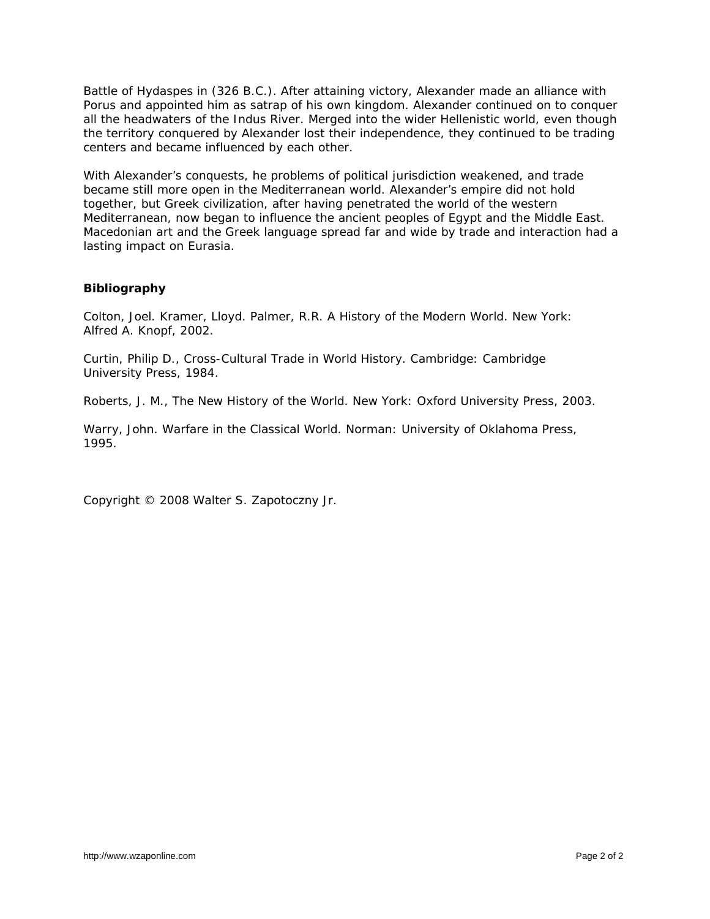Battle of Hydaspes in (326 B.C.). After attaining victory, Alexander made an alliance with Porus and appointed him as satrap of his own kingdom. Alexander continued on to conquer all the headwaters of the Indus River. Merged into the wider Hellenistic world, even though the territory conquered by Alexander lost their independence, they continued to be trading centers and became influenced by each other.

With Alexander's conquests, he problems of political jurisdiction weakened, and trade became still more open in the Mediterranean world. Alexander's empire did not hold together, but Greek civilization, after having penetrated the world of the western Mediterranean, now began to influence the ancient peoples of Egypt and the Middle East. Macedonian art and the Greek language spread far and wide by trade and interaction had a lasting impact on Eurasia.

**Bibliography**

Colton, Joel. Kramer, Lloyd. Palmer, R.R. A History of the Modern World. New York: Alfred A. Knopf, 2002.

Curtin, Philip D., Cross-Cultural Trade in World History. Cambridge: Cambridge University Press, 1984.

Roberts, J. M., The New History of the World. New York: Oxford University Press, 2003.

Warry, John. Warfare in the Classical World. Norman: University of Oklahoma Press, 1995.

Copyright © 2008 Walter S. Zapotoczny Jr.